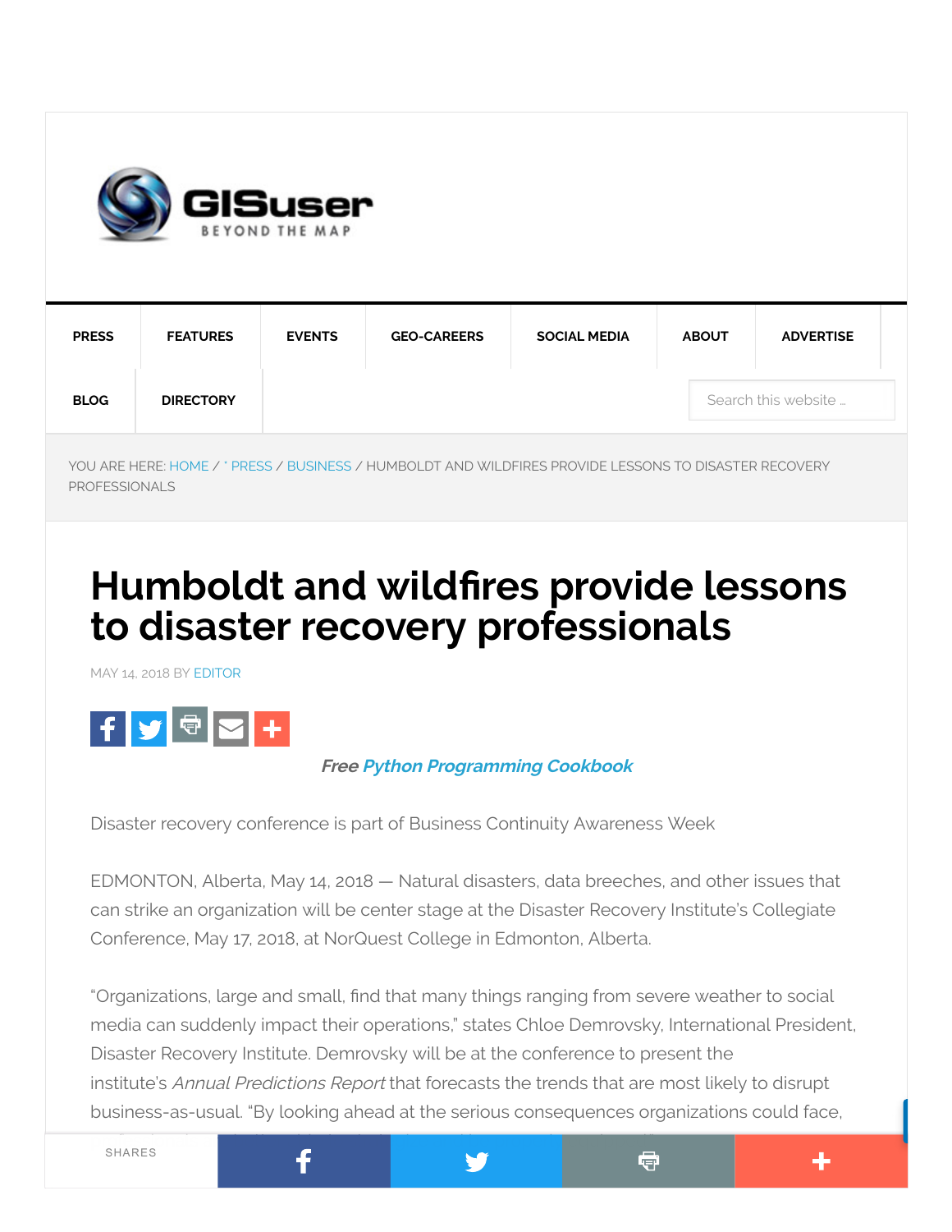YOU ARE HERE: HOME / * PRESS / BUSINESS / HUMBOLDT AND WILDFIRES PROVIDE LESSONS TO DISASTER RECOVERY PROFESSIONALS

# Humboldt and wildfires provide lessons to disaster recovery professionals

MAY 14, 2018 BY EDITOR

***Free Python Programming Cookbook***

Disaster recovery conference is part of Business Continuity Awareness Week

EDMONTON, Alberta, May 14, 2018 — Natural disasters, data breeches, and other issues that can strike an organization will be center stage at the Disaster Recovery Institute's Collegiate Conference, May 17, 2018, at NorQuest College in Edmonton, Alberta.

"Organizations, large and small, find that many things ranging from severe weather to social media can suddenly impact their operations," states Chloe Demrovsky, International President, Disaster Recovery Institute. Demrovsky will be at the conference to present the institute's *Annual Predictions Report* that forecasts the trends that are most likely to disrupt business-as-usual. "By looking ahead at the serious consequences organizations could face,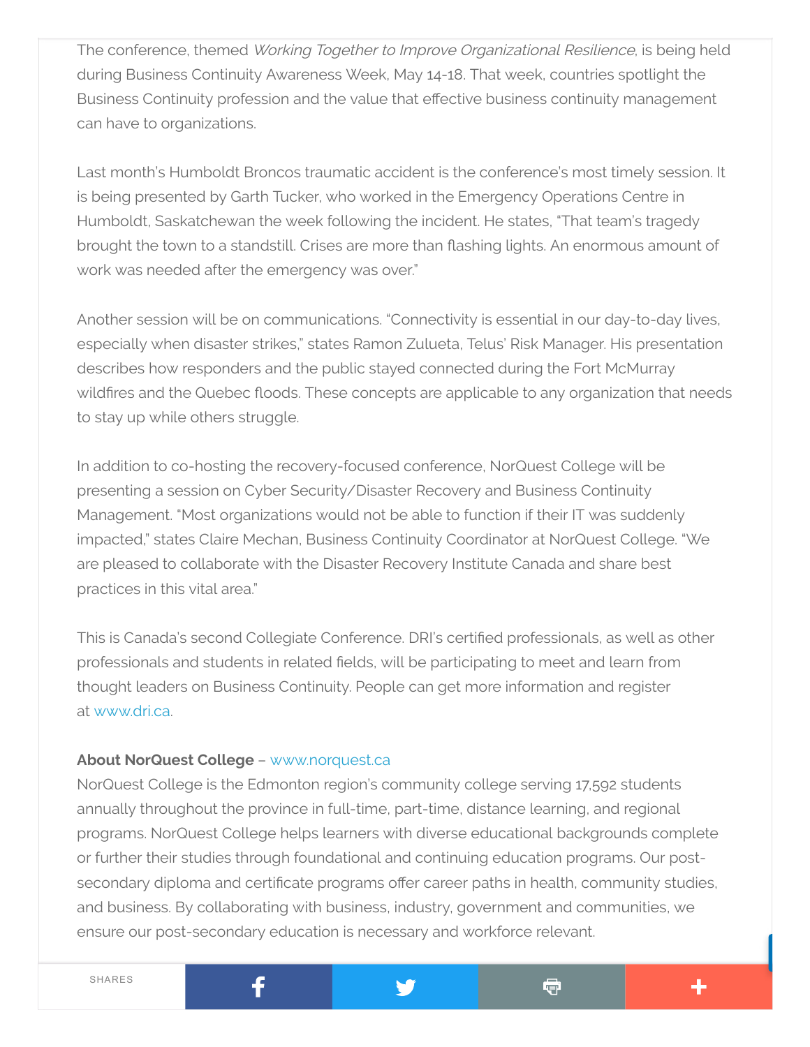The conference, themed *Working Together to Improve Organizational Resilience*, is being held during Business Continuity Awareness Week, May 14-18. That week, countries spotlight the Business Continuity profession and the value that effective business continuity management can have to organizations.

Last month's Humboldt Broncos traumatic accident is the conference's most timely session. It is being presented by Garth Tucker, who worked in the Emergency Operations Centre in Humboldt, Saskatchewan the week following the incident. He states, "That team's tragedy brought the town to a standstill. Crises are more than flashing lights. An enormous amount of work was needed after the emergency was over."

Another session will be on communications. "Connectivity is essential in our day-to-day lives, especially when disaster strikes," states Ramon Zulueta, Telus' Risk Manager. His presentation describes how responders and the public stayed connected during the Fort McMurray wildfires and the Quebec floods. These concepts are applicable to any organization that needs to stay up while others struggle.

In addition to co-hosting the recovery-focused conference, NorQuest College will be presenting a session on Cyber Security/Disaster Recovery and Business Continuity Management. "Most organizations would not be able to function if their IT was suddenly impacted," states Claire Mechan, Business Continuity Coordinator at NorQuest College. "We are pleased to collaborate with the Disaster Recovery Institute Canada and share best practices in this vital area."

This is Canada's second Collegiate Conference. DRI's certified professionals, as well as other professionals and students in related fields, will be participating to meet and learn from thought leaders on Business Continuity. People can get more information and register at www.dri.ca.

**About NorQuest College** – www.norquest.ca
NorQuest College is the Edmonton region's community college serving 17,592 students annually throughout the province in full-time, part-time, distance learning, and regional programs. NorQuest College helps learners with diverse educational backgrounds complete or further their studies through foundational and continuing education programs. Our post-secondary diploma and certificate programs offer career paths in health, community studies, and business. By collaborating with business, industry, government and communities, we ensure our post-secondary education is necessary and workforce relevant.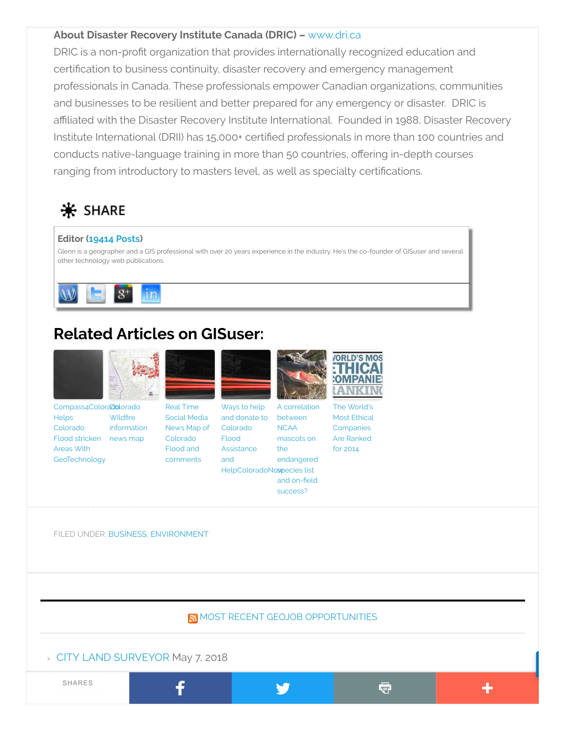**About Disaster Recovery Institute Canada (DRIC) – www.dri.ca**

DRIC is a non-profit organization that provides internationally recognized education and certification to business continuity, disaster recovery and emergency management professionals in Canada. These professionals empower Canadian organizations, communities and businesses to be resilient and better prepared for any emergency or disaster. DRIC is affiliated with the Disaster Recovery Institute International. Founded in 1988, Disaster Recovery Institute International (DRII) has 15,000+ certified professionals in more than 100 countries and conducts native-language training in more than 50 countries, offering in-depth courses ranging from introductory to masters level, as well as specialty certifications.

SHARE

**Editor (19414 Posts)**

Glenn is a geographer and a GIS professional with over 20 years experience in the industry. He's the co-founder of GISuser and several other technology web publications.

## Related Articles on GISuser:

- Compass4Colorado Helps Colorado Flood stricken Areas With GeoTechnology
- Colorado Wildfire information news map
- Real Time Social Media News Map of Colorado Flood and comments
- Ways to help and donate to Colorado Flood Assistance and HelpColoradoNow
- A correlation between NCAA mascots on the endangered species list and on-field success?
- The World's Most Ethical Companies Are Ranked for 2014

FILED UNDER: BUSINESS, ENVIRONMENT

MOST RECENT GEOJOB OPPORTUNITIES

- CITY LAND SURVEYOR May 7, 2018

SHARES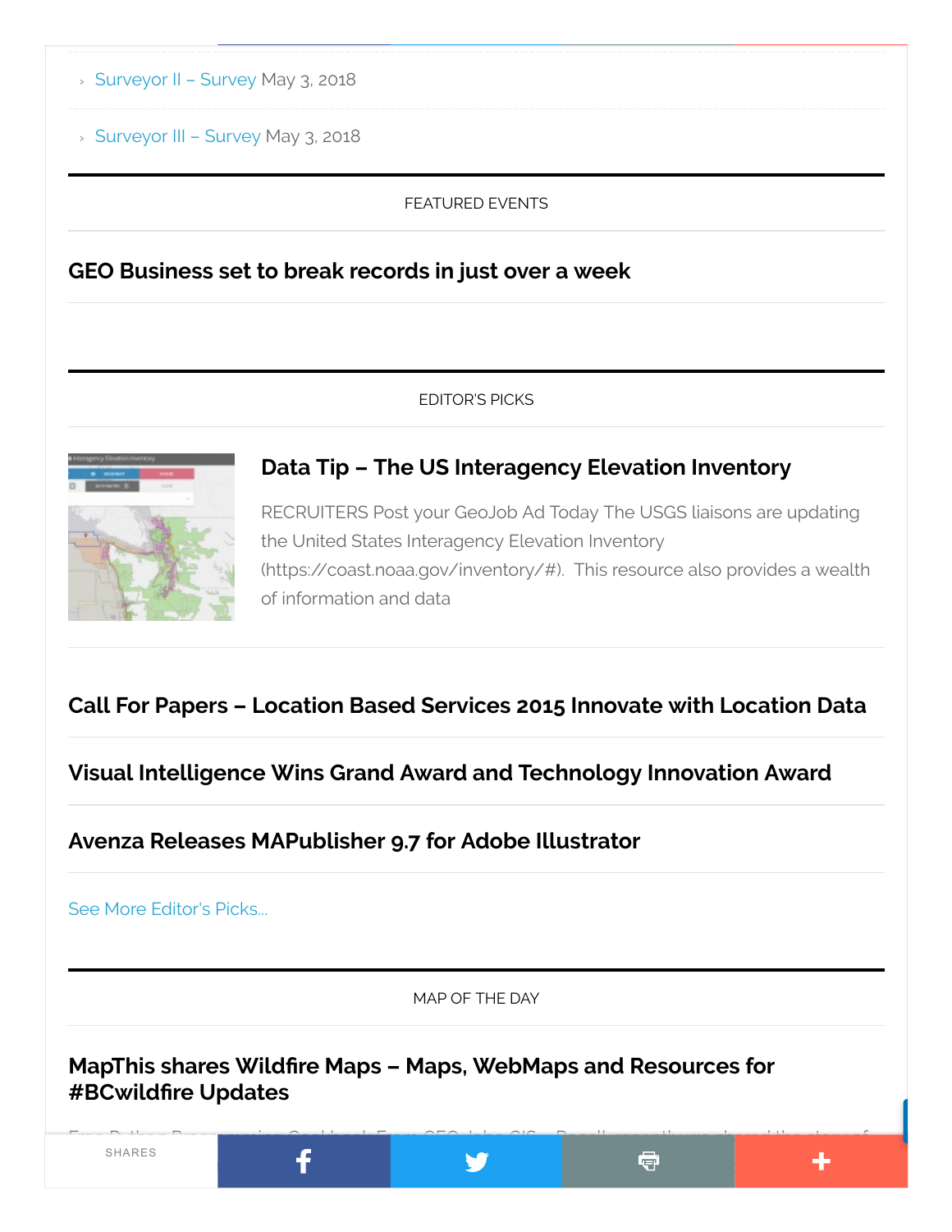- Surveyor II – Survey May 3, 2018
- Surveyor III – Survey May 3, 2018

FEATURED EVENTS

### GEO Business set to break records in just over a week

EDITOR'S PICKS

### Data Tip – The US Interagency Elevation Inventory

RECRUITERS Post your GeoJob Ad Today The USGS liaisons are updating the United States Interagency Elevation Inventory (https://coast.noaa.gov/inventory/#). This resource also provides a wealth of information and data

### Call For Papers – Location Based Services 2015 Innovate with Location Data

### Visual Intelligence Wins Grand Award and Technology Innovation Award

### Avenza Releases MAPublisher 9.7 for Adobe Illustrator

See More Editor's Picks...

MAP OF THE DAY

### MapThis shares Wildfire Maps – Maps, WebMaps and Resources for #BCwildfire Updates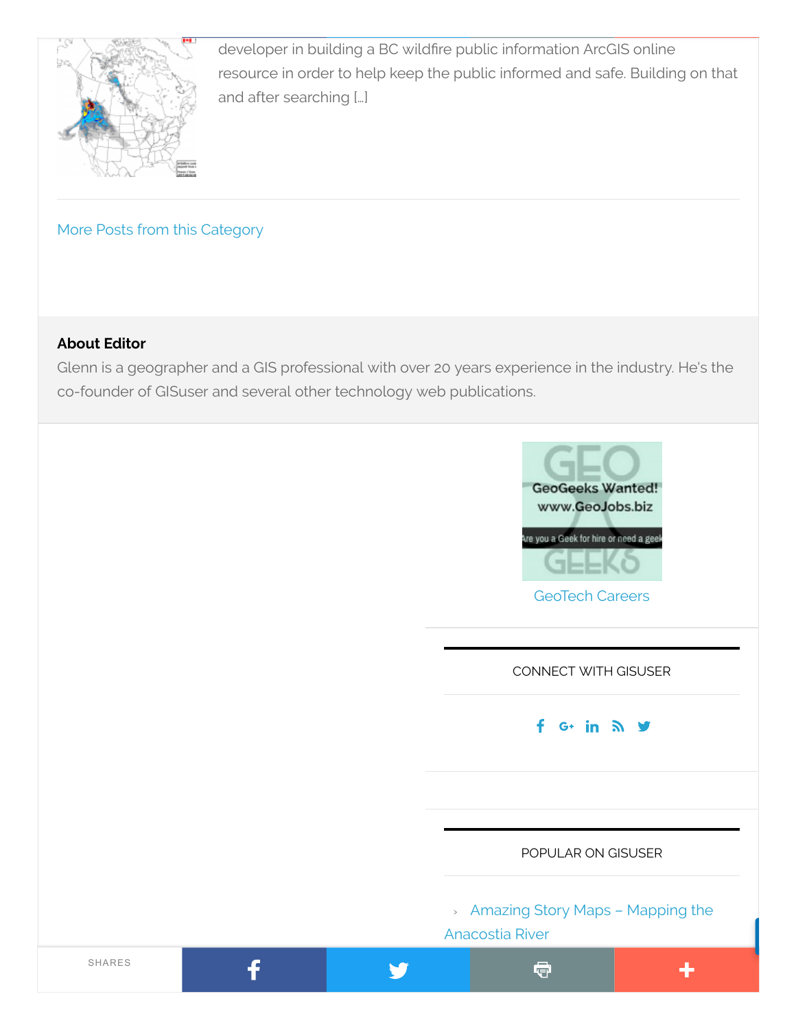developer in building a BC wildfire public information ArcGIS online resource in order to help keep the public informed and safe. Building on that and after searching […]

More Posts from this Category

**About Editor**

Glenn is a geographer and a GIS professional with over 20 years experience in the industry. He's the co-founder of GISuser and several other technology web publications.

GeoTech Careers

CONNECT WITH GISUSER

POPULAR ON GISUSER

› Amazing Story Maps – Mapping the Anacostia River

SHARES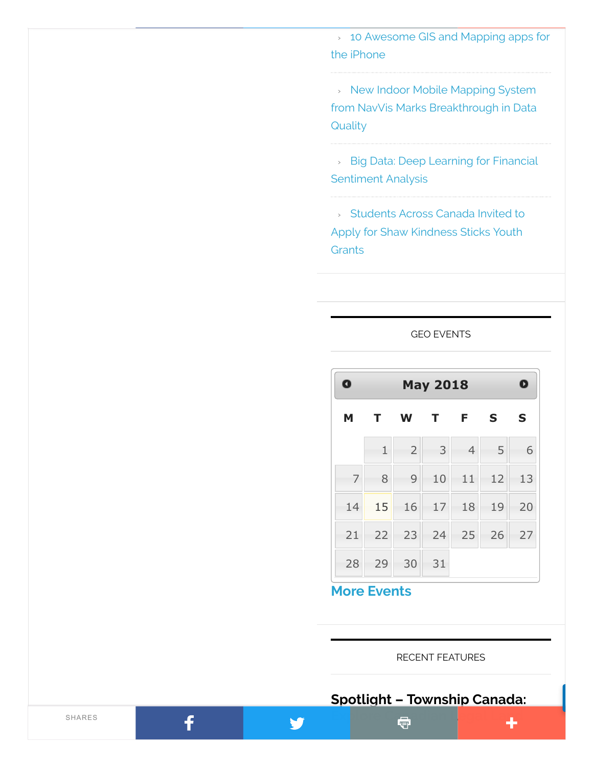- 10 Awesome GIS and Mapping apps for the iPhone
- New Indoor Mobile Mapping System from NavVis Marks Breakthrough in Data Quality
- Big Data: Deep Learning for Financial Sentiment Analysis
- Students Across Canada Invited to Apply for Shaw Kindness Sticks Youth Grants

GEO EVENTS

**May 2018**

| M | T | W | T | F | S | S |
|---|---|---|---|---|---|---|
| | 1 | 2 | 3 | 4 | 5 | 6 |
| 7 | 8 | 9 | 10 | 11 | 12 | 13 |
| 14 | 15 | 16 | 17 | 18 | 19 | 20 |
| 21 | 22 | 23 | 24 | 25 | 26 | 27 |
| 28 | 29 | 30 | 31 | | | |

**More Events**

RECENT FEATURES

**Spotlight – Township Canada:**

SHARES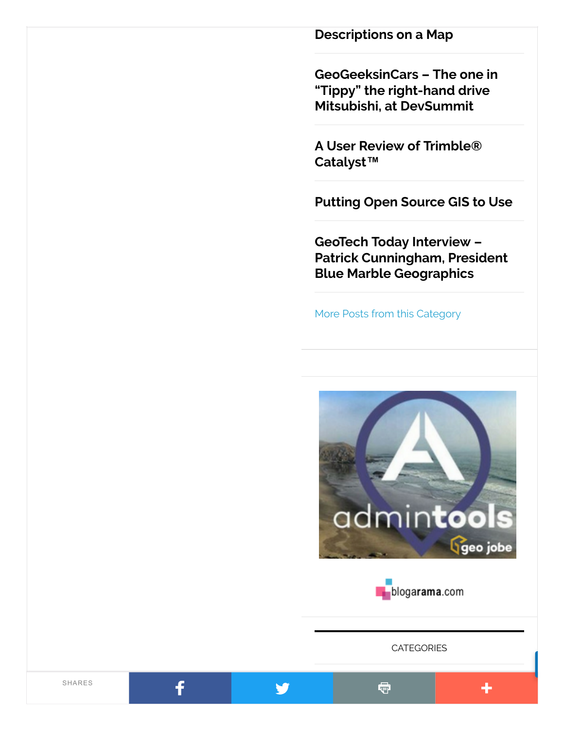Descriptions on a Map

GeoGeeksinCars – The one in "Tippy" the right-hand drive Mitsubishi, at DevSummit

A User Review of Trimble® Catalyst™

Putting Open Source GIS to Use

GeoTech Today Interview – Patrick Cunningham, President Blue Marble Geographics

More Posts from this Category

CATEGORIES

SHARES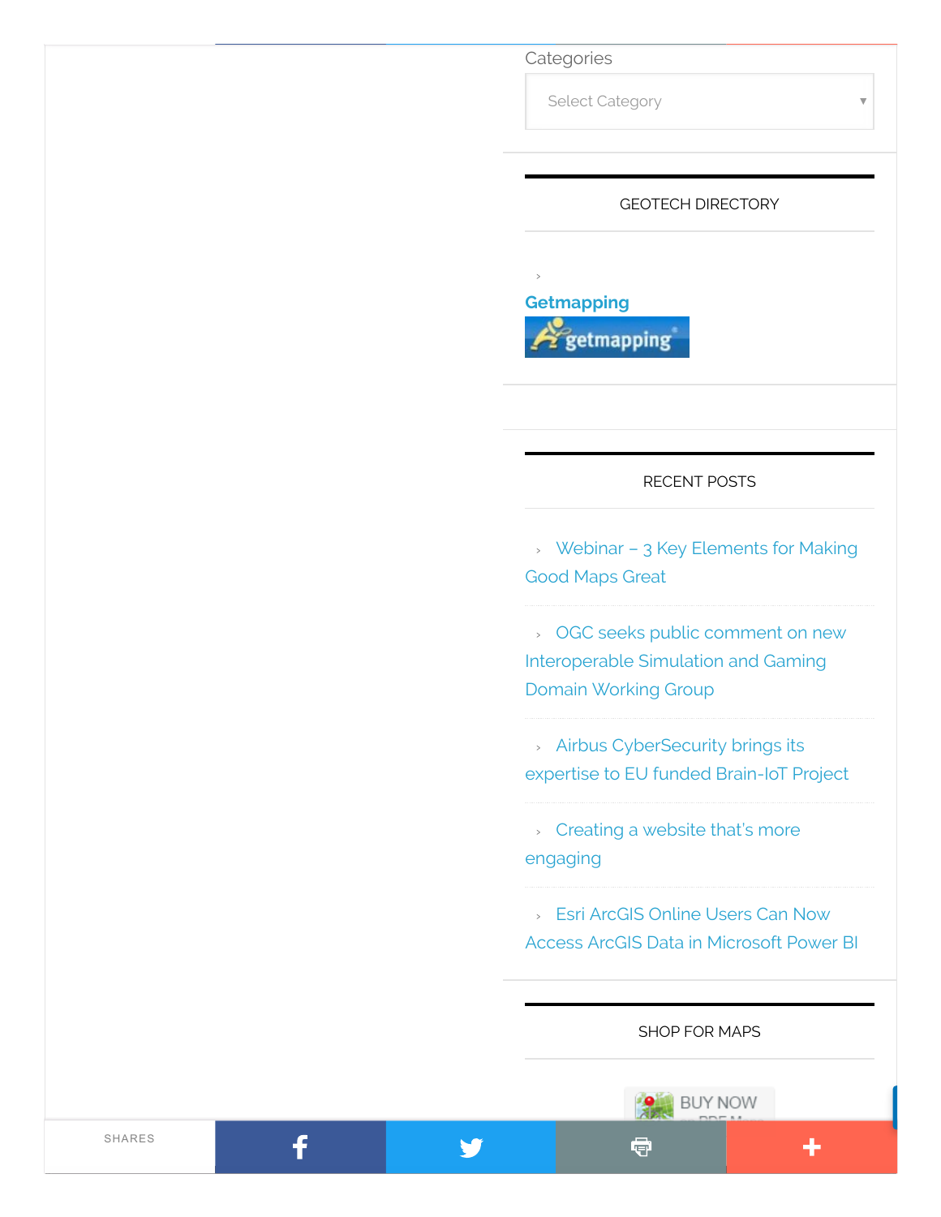Categories

Select Category

## GEOTECH DIRECTORY

**Getmapping**

## RECENT POSTS

- Webinar – 3 Key Elements for Making Good Maps Great
- OGC seeks public comment on new Interoperable Simulation and Gaming Domain Working Group
- Airbus CyberSecurity brings its expertise to EU funded Brain-IoT Project
- Creating a website that's more engaging
- Esri ArcGIS Online Users Can Now Access ArcGIS Data in Microsoft Power BI

## SHOP FOR MAPS

SHARES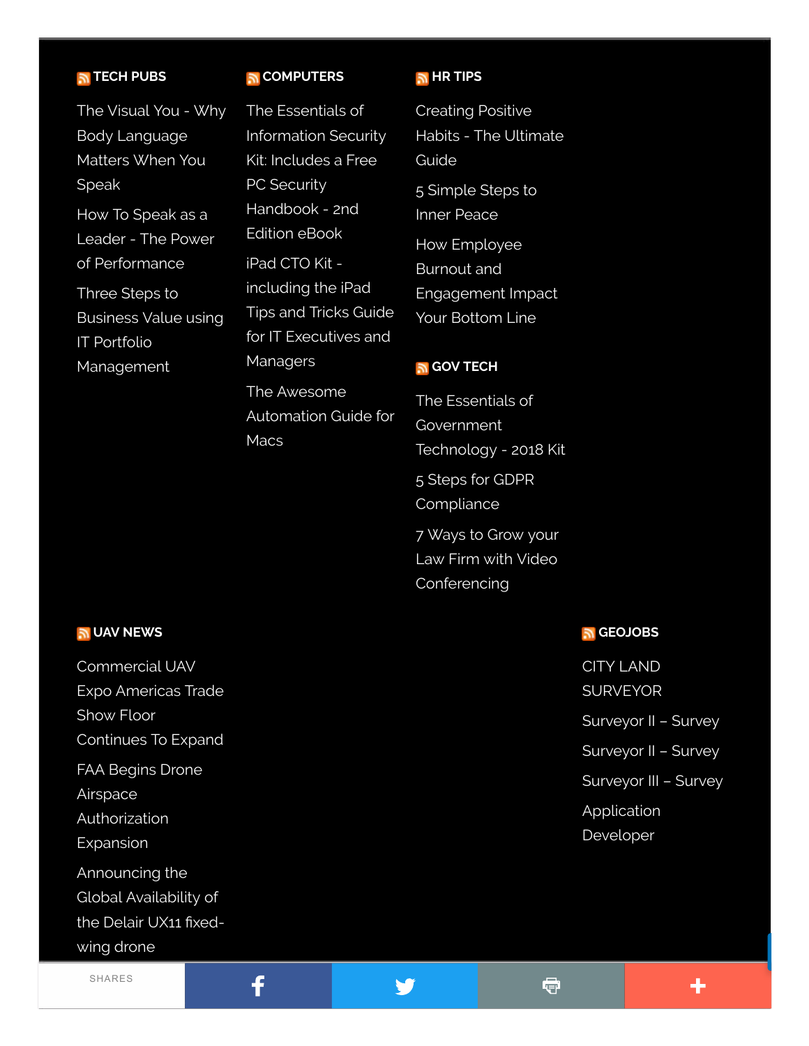### TECH PUBS

- The Visual You - Why Body Language Matters When You Speak
- How To Speak as a Leader - The Power of Performance
- Three Steps to Business Value using IT Portfolio Management

### COMPUTERS

- The Essentials of Information Security Kit: Includes a Free PC Security Handbook - 2nd Edition eBook
- iPad CTO Kit - including the iPad Tips and Tricks Guide for IT Executives and Managers
- The Awesome Automation Guide for Macs

### HR TIPS

- Creating Positive Habits - The Ultimate Guide
- 5 Simple Steps to Inner Peace
- How Employee Burnout and Engagement Impact Your Bottom Line

### GOV TECH

- The Essentials of Government Technology - 2018 Kit
- 5 Steps for GDPR Compliance
- 7 Ways to Grow your Law Firm with Video Conferencing

### UAV NEWS

- Commercial UAV Expo Americas Trade Show Floor Continues To Expand
- FAA Begins Drone Airspace Authorization Expansion
- Announcing the Global Availability of the Delair UX11 fixed-wing drone

### GEOJOBS

- CITY LAND SURVEYOR
- Surveyor II – Survey
- Surveyor II – Survey
- Surveyor III – Survey
- Application Developer

SHARES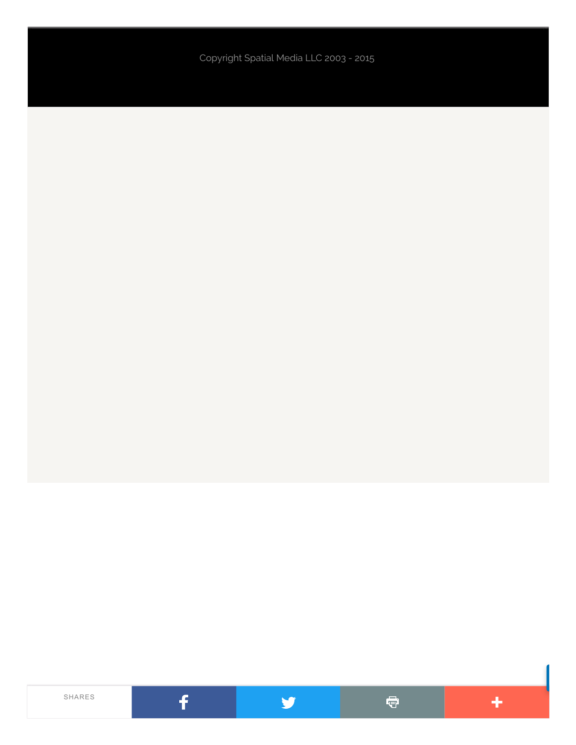Copyright Spatial Media LLC 2003 - 2015

SHARES